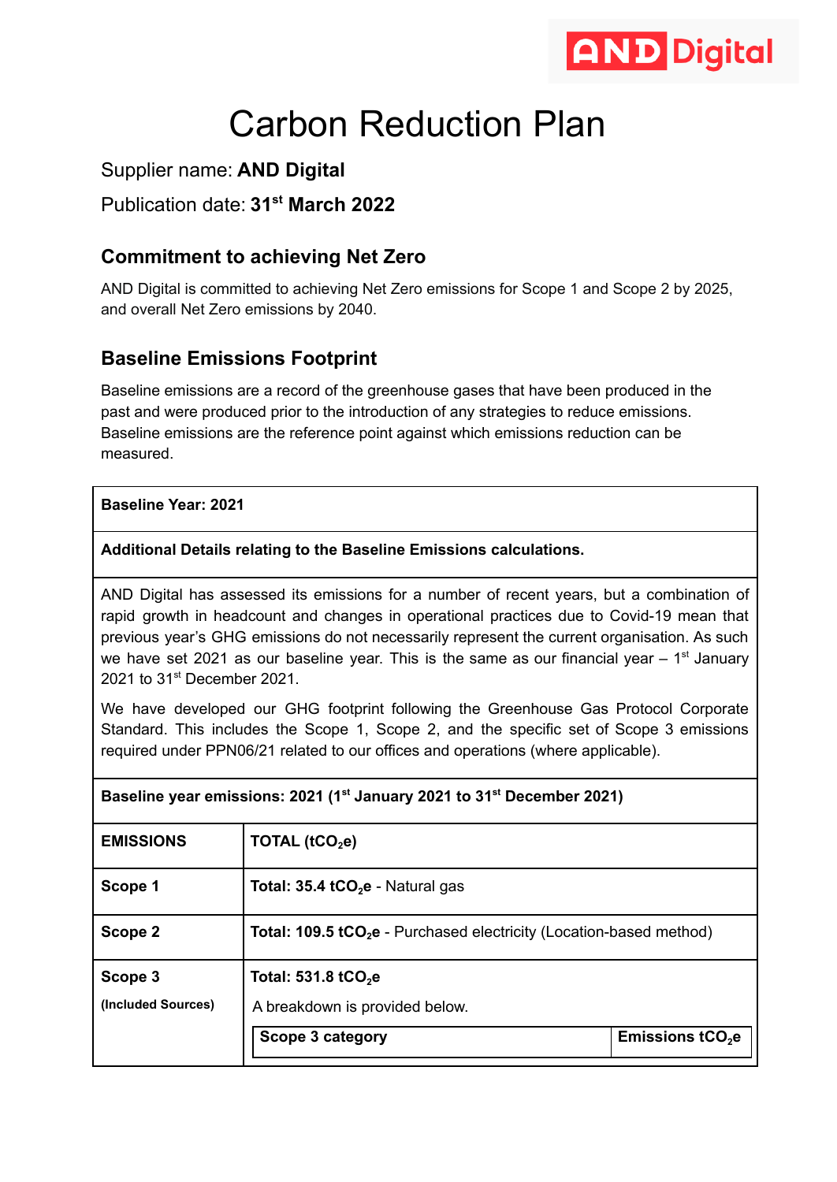# Carbon Reduction Plan

Supplier name: **AND Digital**

Publication date: **31st March 2022**

## Commitment to achieving Net Zero

AND Digital is committed to achieving Net Zero emissions for Scope 1 and Scope 2 by 2025, and overall Net Zero emissions by 2040.

## Baseline Emissions Footprint

Baseline emissions are a record of the greenhouse gases that have been produced in the past and were produced prior to the introduction of any strategies to reduce emissions. Baseline emissions are the reference point against which emissions reduction can be measured.

**Baseline Year: 2021**

**Additional Details relating to the Baseline Emissions calculations.**

AND Digital has assessed its emissions for a number of recent years, but a combination of rapid growth in headcount and changes in operational practices due to Covid-19 mean that previous year's GHG emissions do not necessarily represent the current organisation. As such we have set 2021 as our baseline year. This is the same as our financial year – 1st January 2021 to 31st December 2021.

We have developed our GHG footprint following the Greenhouse Gas Protocol Corporate Standard. This includes the Scope 1, Scope 2, and the specific set of Scope 3 emissions required under PPN06/21 related to our offices and operations (where applicable).

**Baseline year emissions: 2021 (1st January 2021 to 31st December 2021)**

| EMISSIONS | TOTAL ($tCO_2e$) |
|---|---|
| **Scope 1** | **Total: 35.4 $tCO_2e$** - Natural gas |
| **Scope 2** | **Total: 109.5 $tCO_2e$** - Purchased electricity (Location-based method) |
| **Scope 3** **(Included Sources)** | **Total: 531.8 $tCO_2e$** A breakdown is provided below. |

| Scope 3 category | Emissions $tCO_2e$ |
|---|---|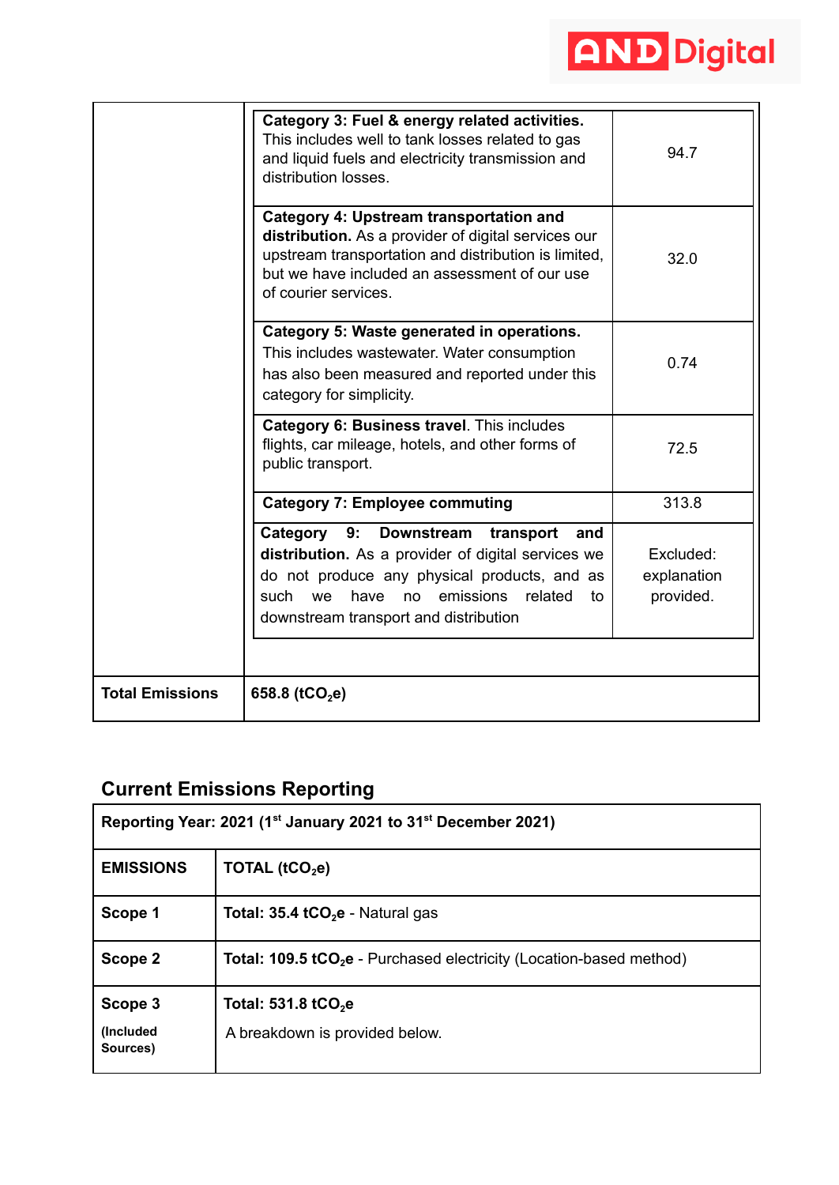| | | |
|---|---|---|
| | **Category 3: Fuel & energy related activities.** This includes well to tank losses related to gas and liquid fuels and electricity transmission and distribution losses. | 94.7 |
| | **Category 4: Upstream transportation and distribution.** As a provider of digital services our upstream transportation and distribution is limited, but we have included an assessment of our use of courier services. | 32.0 |
| | **Category 5: Waste generated in operations.** This includes wastewater. Water consumption has also been measured and reported under this category for simplicity. | 0.74 |
| | **Category 6: Business travel**. This includes flights, car mileage, hotels, and other forms of public transport. | 72.5 |
| | **Category 7: Employee commuting** | 313.8 |
| | **Category 9: Downstream transport and distribution.** As a provider of digital services we do not produce any physical products, and as such we have no emissions related to downstream transport and distribution | Excluded: explanation provided. |
| **Total Emissions** | **658.8 ($tCO_2e$)** | |

## Current Emissions Reporting

| **Reporting Year: 2021 (1st January 2021 to 31st December 2021)** | |
|---|---|
| **EMISSIONS** | **TOTAL ($tCO_2e$)** |
| **Scope 1** | **Total: 35.4 $tCO_2e$** - Natural gas |
| **Scope 2** | **Total: 109.5 $tCO_2e$** - Purchased electricity (Location-based method) |
| **Scope 3** **(Included Sources)** | **Total: 531.8 $tCO_2e$** A breakdown is provided below. |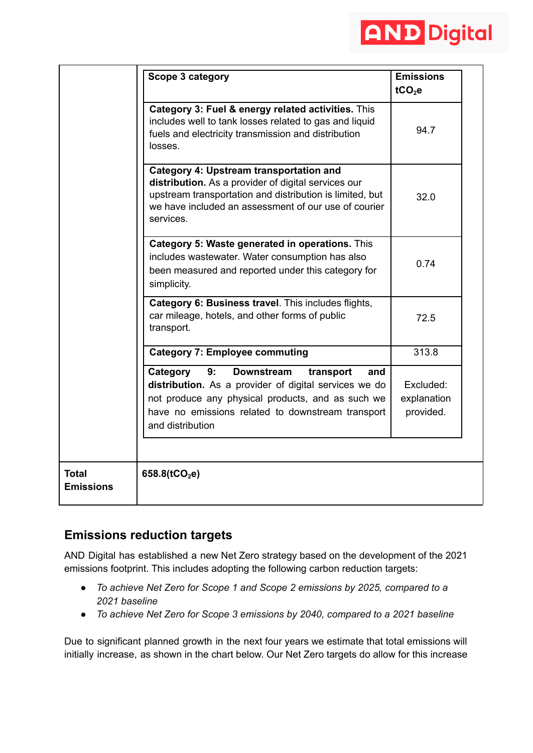| | | |
|---|---|---|
| | **Scope 3 category** | **Emissions $tCO_2e$** |
| | **Category 3: Fuel & energy related activities.** This includes well to tank losses related to gas and liquid fuels and electricity transmission and distribution losses. | 94.7 |
| | **Category 4: Upstream transportation and distribution.** As a provider of digital services our upstream transportation and distribution is limited, but we have included an assessment of our use of courier services. | 32.0 |
| | **Category 5: Waste generated in operations.** This includes wastewater. Water consumption has also been measured and reported under this category for simplicity. | 0.74 |
| | **Category 6: Business travel**. This includes flights, car mileage, hotels, and other forms of public transport. | 72.5 |
| | **Category 7: Employee commuting** | 313.8 |
| | **Category 9: Downstream transport and distribution.** As a provider of digital services we do not produce any physical products, and as such we have no emissions related to downstream transport and distribution | Excluded: explanation provided. |
| **Total Emissions** | **658.8($tCO_2e$)** | |

## Emissions reduction targets

AND Digital has established a new Net Zero strategy based on the development of the 2021 emissions footprint. This includes adopting the following carbon reduction targets:

- *To achieve Net Zero for Scope 1 and Scope 2 emissions by 2025, compared to a 2021 baseline*
- *To achieve Net Zero for Scope 3 emissions by 2040, compared to a 2021 baseline*

Due to significant planned growth in the next four years we estimate that total emissions will initially increase, as shown in the chart below. Our Net Zero targets do allow for this increase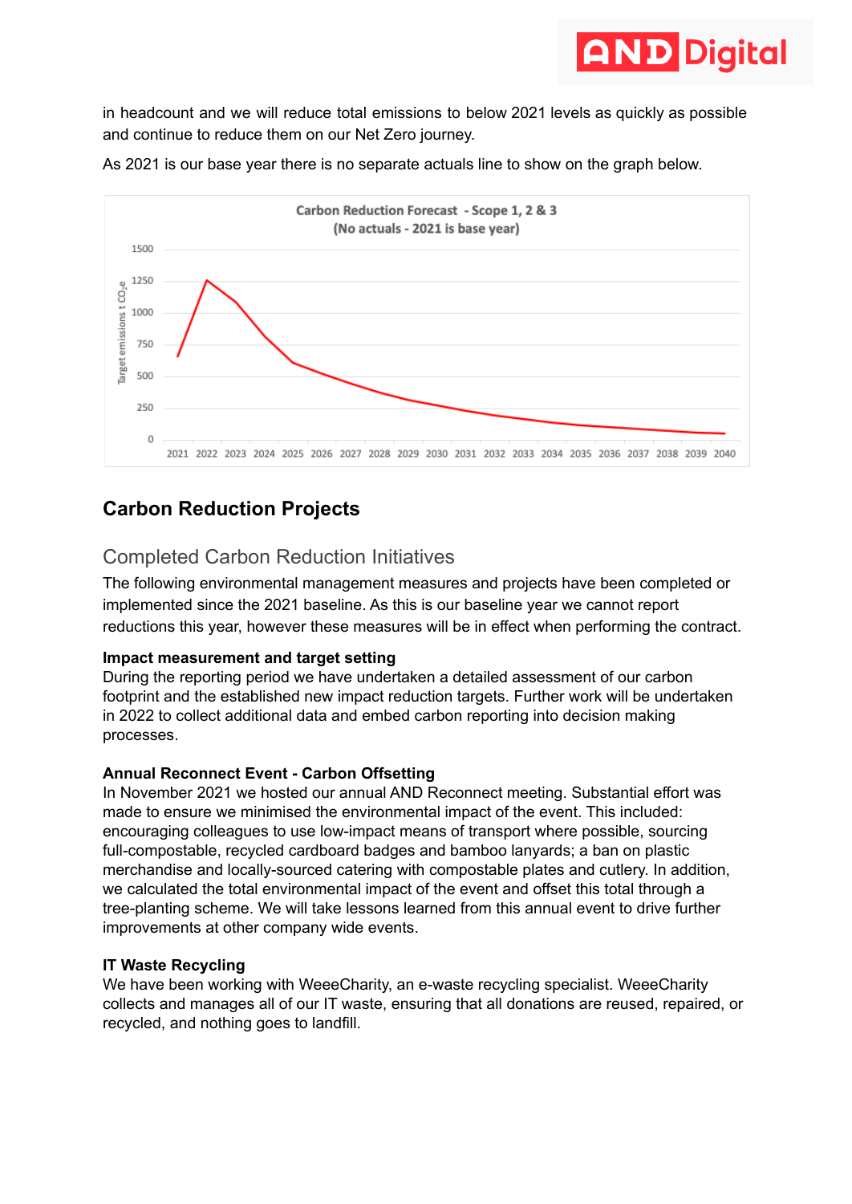in headcount and we will reduce total emissions to below 2021 levels as quickly as possible and continue to reduce them on our Net Zero journey.

As 2021 is our base year there is no separate actuals line to show on the graph below.

## Carbon Reduction Projects

### Completed Carbon Reduction Initiatives

The following environmental management measures and projects have been completed or implemented since the 2021 baseline. As this is our baseline year we cannot report reductions this year, however these measures will be in effect when performing the contract.

**Impact measurement and target setting**
During the reporting period we have undertaken a detailed assessment of our carbon footprint and the established new impact reduction targets. Further work will be undertaken in 2022 to collect additional data and embed carbon reporting into decision making processes.

**Annual Reconnect Event - Carbon Offsetting**
In November 2021 we hosted our annual AND Reconnect meeting. Substantial effort was made to ensure we minimised the environmental impact of the event. This included: encouraging colleagues to use low-impact means of transport where possible, sourcing full-compostable, recycled cardboard badges and bamboo lanyards; a ban on plastic merchandise and locally-sourced catering with compostable plates and cutlery. In addition, we calculated the total environmental impact of the event and offset this total through a tree-planting scheme. We will take lessons learned from this annual event to drive further improvements at other company wide events.

**IT Waste Recycling**
We have been working with WeeeCharity, an e-waste recycling specialist. WeeeCharity collects and manages all of our IT waste, ensuring that all donations are reused, repaired, or recycled, and nothing goes to landfill.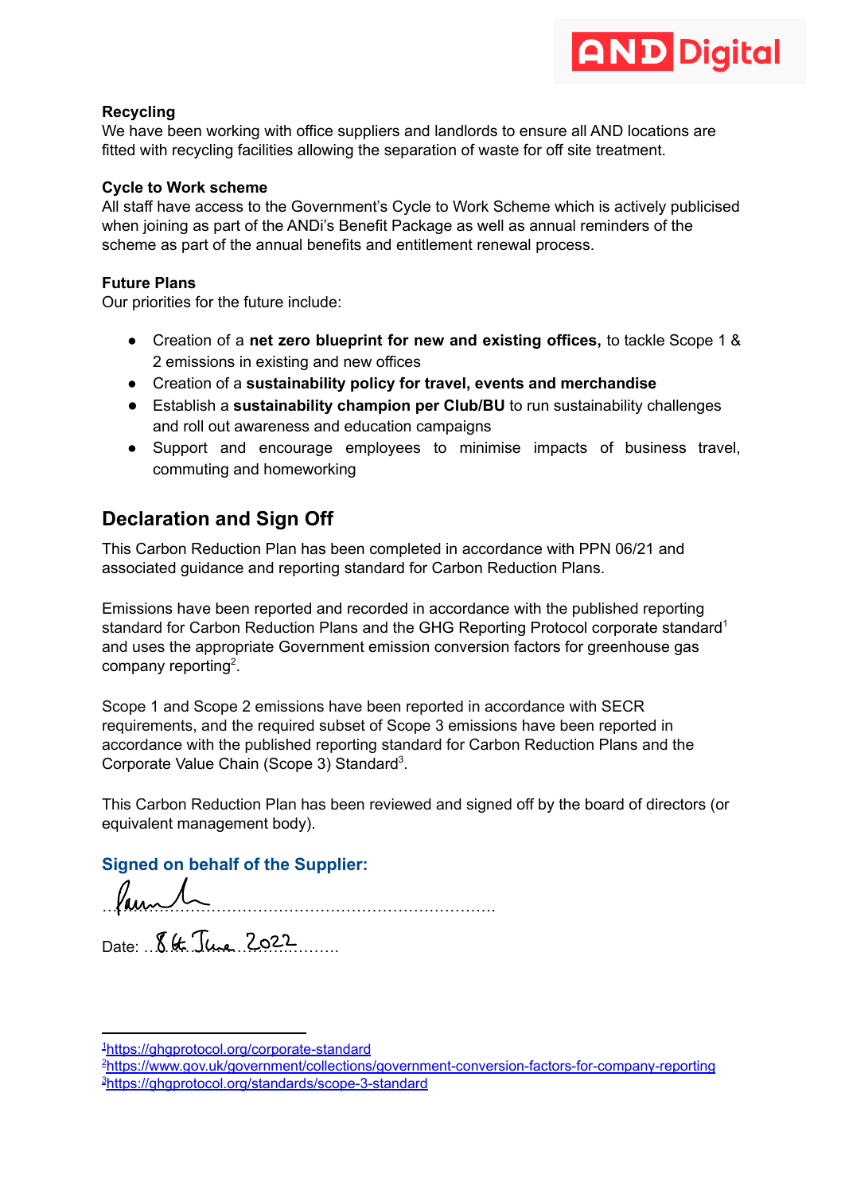**Recycling**
We have been working with office suppliers and landlords to ensure all AND locations are fitted with recycling facilities allowing the separation of waste for off site treatment.

**Cycle to Work scheme**
All staff have access to the Government's Cycle to Work Scheme which is actively publicised when joining as part of the ANDi's Benefit Package as well as annual reminders of the scheme as part of the annual benefits and entitlement renewal process.

**Future Plans**
Our priorities for the future include:

- Creation of a **net zero blueprint for new and existing offices,** to tackle Scope 1 & 2 emissions in existing and new offices
- Creation of a **sustainability policy for travel, events and merchandise**
- Establish a **sustainability champion per Club/BU** to run sustainability challenges and roll out awareness and education campaigns
- Support and encourage employees to minimise impacts of business travel, commuting and homeworking

## Declaration and Sign Off

This Carbon Reduction Plan has been completed in accordance with PPN 06/21 and associated guidance and reporting standard for Carbon Reduction Plans.

Emissions have been reported and recorded in accordance with the published reporting standard for Carbon Reduction Plans and the GHG Reporting Protocol corporate standard[1] and uses the appropriate Government emission conversion factors for greenhouse gas company reporting[2].

Scope 1 and Scope 2 emissions have been reported in accordance with SECR requirements, and the required subset of Scope 3 emissions have been reported in accordance with the published reporting standard for Carbon Reduction Plans and the Corporate Value Chain (Scope 3) Standard[3].

This Carbon Reduction Plan has been reviewed and signed off by the board of directors (or equivalent management body).

**Signed on behalf of the Supplier:**

…………………………………………………………………………

Date: 8th June 2022

---

[1] https://ghgprotocol.org/corporate-standard
[2] https://www.gov.uk/government/collections/government-conversion-factors-for-company-reporting
[3] https://ghgprotocol.org/standards/scope-3-standard